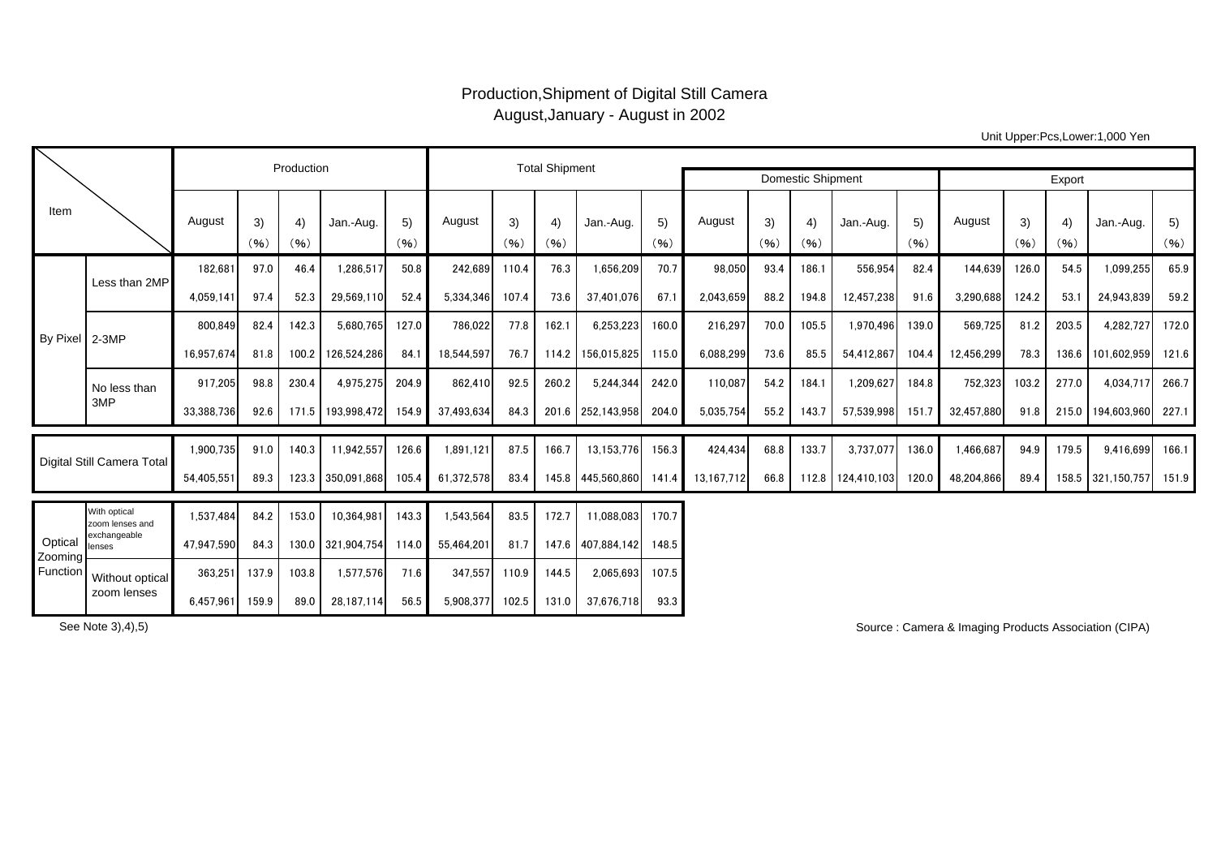# Production,Shipment of Digital Still Camera
## August,January - August in 2002

Unit Upper:Pcs,Lower:1,000 Yen

| Item | | Production | | | | | Total Shipment | | | | | Domestic Shipment | | | | | Export | | | | |
|---|---|---|---|---|---|---|---|---|---|---|---|---|---|---|---|---|---|---|---|---|---|
| | | August | 3) (%) | 4) (%) | Jan.-Aug. | 5) (%) | August | 3) (%) | 4) (%) | Jan.-Aug. | 5) (%) | August | 3) (%) | 4) (%) | Jan.-Aug. | 5) (%) | August | 3) (%) | 4) (%) | Jan.-Aug. | 5) (%) |
| By Pixel | Less than 2MP | 182,681 | 97.0 | 46.4 | 1,286,517 | 50.8 | 242,689 | 110.4 | 76.3 | 1,656,209 | 70.7 | 98,050 | 93.4 | 186.1 | 556,954 | 82.4 | 144,639 | 126.0 | 54.5 | 1,099,255 | 65.9 |
| | | 4,059,141 | 97.4 | 52.3 | 29,569,110 | 52.4 | 5,334,346 | 107.4 | 73.6 | 37,401,076 | 67.1 | 2,043,659 | 88.2 | 194.8 | 12,457,238 | 91.6 | 3,290,688 | 124.2 | 53.1 | 24,943,839 | 59.2 |
| | 2-3MP | 800,849 | 82.4 | 142.3 | 5,680,765 | 127.0 | 786,022 | 77.8 | 162.1 | 6,253,223 | 160.0 | 216,297 | 70.0 | 105.5 | 1,970,496 | 139.0 | 569,725 | 81.2 | 203.5 | 4,282,727 | 172.0 |
| | | 16,957,674 | 81.8 | 100.2 | 126,524,286 | 84.1 | 18,544,597 | 76.7 | 114.2 | 156,015,825 | 115.0 | 6,088,299 | 73.6 | 85.5 | 54,412,867 | 104.4 | 12,456,299 | 78.3 | 136.6 | 101,602,959 | 121.6 |
| | No less than 3MP | 917,205 | 98.8 | 230.4 | 4,975,275 | 204.9 | 862,410 | 92.5 | 260.2 | 5,244,344 | 242.0 | 110,087 | 54.2 | 184.1 | 1,209,627 | 184.8 | 752,323 | 103.2 | 277.0 | 4,034,717 | 266.7 |
| | | 33,388,736 | 92.6 | 171.5 | 193,998,472 | 154.9 | 37,493,634 | 84.3 | 201.6 | 252,143,958 | 204.0 | 5,035,754 | 55.2 | 143.7 | 57,539,998 | 151.7 | 32,457,880 | 91.8 | 215.0 | 194,603,960 | 227.1 |
| Digital Still Camera Total | | 1,900,735 | 91.0 | 140.3 | 11,942,557 | 126.6 | 1,891,121 | 87.5 | 166.7 | 13,153,776 | 156.3 | 424,434 | 68.8 | 133.7 | 3,737,077 | 136.0 | 1,466,687 | 94.9 | 179.5 | 9,416,699 | 166.1 |
| | | 54,405,551 | 89.3 | 123.3 | 350,091,868 | 105.4 | 61,372,578 | 83.4 | 145.8 | 445,560,860 | 141.4 | 13,167,712 | 66.8 | 112.8 | 124,410,103 | 120.0 | 48,204,866 | 89.4 | 158.5 | 321,150,757 | 151.9 |
| Optical Zooming Function | With optical zoom lenses and exchangeable lenses | 1,537,484 | 84.2 | 153.0 | 10,364,981 | 143.3 | 1,543,564 | 83.5 | 172.7 | 11,088,083 | 170.7 | | | | | | | | | | |
| | | 47,947,590 | 84.3 | 130.0 | 321,904,754 | 114.0 | 55,464,201 | 81.7 | 147.6 | 407,884,142 | 148.5 | | | | | | | | | | |
| | Without optical zoom lenses | 363,251 | 137.9 | 103.8 | 1,577,576 | 71.6 | 347,557 | 110.9 | 144.5 | 2,065,693 | 107.5 | | | | | | | | | | |
| | | 6,457,961 | 159.9 | 89.0 | 28,187,114 | 56.5 | 5,908,377 | 102.5 | 131.0 | 37,676,718 | 93.3 | | | | | | | | | | |

See Note 3),4),5)

Source : Camera & Imaging Products Association (CIPA)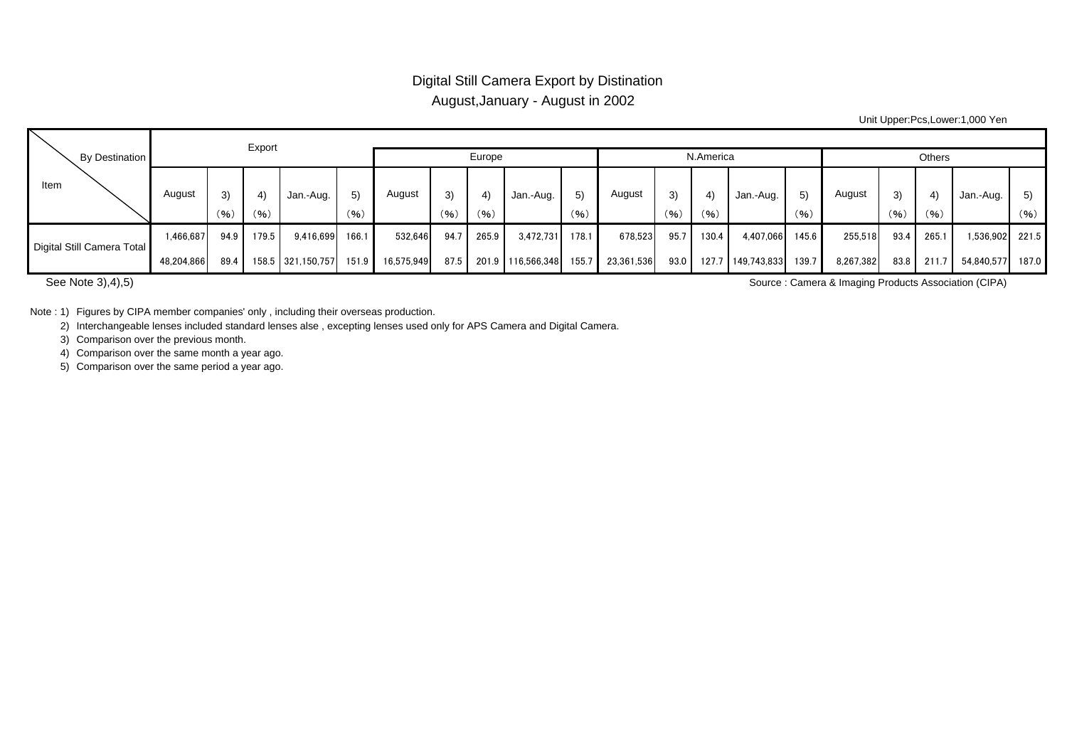# Digital Still Camera Export by Distination

## August,January - August in 2002

Unit Upper:Pcs,Lower:1,000 Yen

| By Destination / Item | Export | | | | | Europe | | | | | N.America | | | | | Others | | | | |
|---|---|---|---|---|---|---|---|---|---|---|---|---|---|---|---|---|---|---|---|---|
| | August | 3) (%) | 4) (%) | Jan.-Aug. | 5) (%) | August | 3) (%) | 4) (%) | Jan.-Aug. | 5) (%) | August | 3) (%) | 4) (%) | Jan.-Aug. | 5) (%) | August | 3) (%) | 4) (%) | Jan.-Aug. | 5) (%) |
| Digital Still Camera Total | 1,466,687 | 94.9 | 179.5 | 9,416,699 | 166.1 | 532,646 | 94.7 | 265.9 | 3,472,731 | 178.1 | 678,523 | 95.7 | 130.4 | 4,407,066 | 145.6 | 255,518 | 93.4 | 265.1 | 1,536,902 | 221.5 |
| | 48,204,866 | 89.4 | 158.5 | 321,150,757 | 151.9 | 16,575,949 | 87.5 | 201.9 | 116,566,348 | 155.7 | 23,361,536 | 93.0 | 127.7 | 149,743,833 | 139.7 | 8,267,382 | 83.8 | 211.7 | 54,840,577 | 187.0 |

See Note 3),4),5)

Source : Camera & Imaging Products Association (CIPA)

Note : 1) Figures by CIPA member companies' only , including their overseas production.

2) Interchangeable lenses included standard lenses alse , excepting lenses used only for APS Camera and Digital Camera.

3) Comparison over the previous month.

4) Comparison over the same month a year ago.

5) Comparison over the same period a year ago.